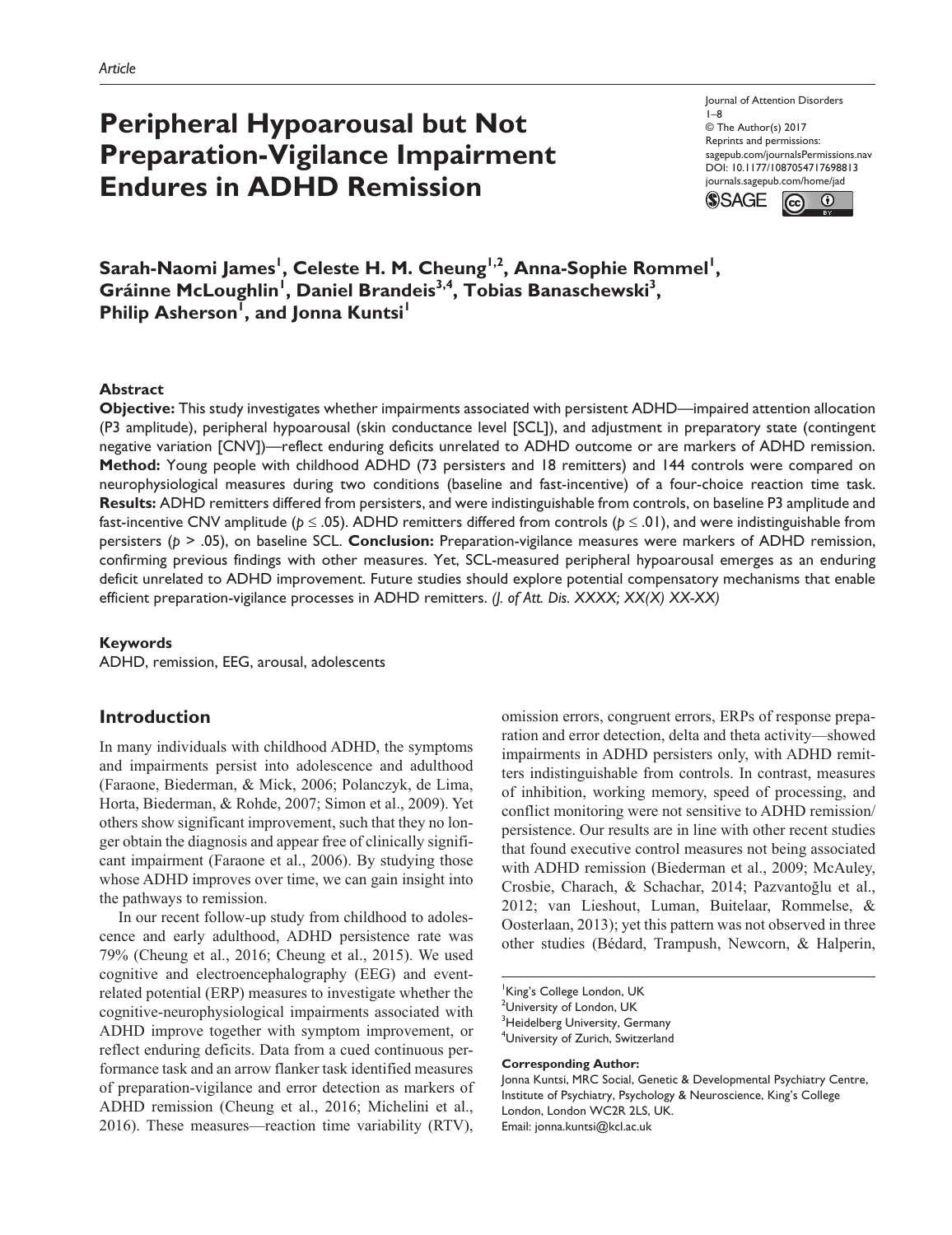Article

# Peripheral Hypoarousal but Not Preparation-Vigilance Impairment Endures in ADHD Remission

Journal of Attention Disorders
© The Author(s) 2017
Reprints and permissions: sagepub.com/journalsPermissions.nav
DOI: 10.1177/1087054717698813
journals.sagepub.com/home/jad

**Sarah-Naomi James[1], Celeste H. M. Cheung[1,2], Anna-Sophie Rommel[1], Gráinne McLoughlin[1], Daniel Brandeis[3,4], Tobias Banaschewski[3], Philip Asherson[1], and Jonna Kuntsi[1]**

## Abstract

**Objective:** This study investigates whether impairments associated with persistent ADHD—impaired attention allocation (P3 amplitude), peripheral hypoarousal (skin conductance level [SCL]), and adjustment in preparatory state (contingent negative variation [CNV])—reflect enduring deficits unrelated to ADHD outcome or are markers of ADHD remission. **Method:** Young people with childhood ADHD (73 persisters and 18 remitters) and 144 controls were compared on neurophysiological measures during two conditions (baseline and fast-incentive) of a four-choice reaction time task. **Results:** ADHD remitters differed from persisters, and were indistinguishable from controls, on baseline P3 amplitude and fast-incentive CNV amplitude ($p \leq .05$). ADHD remitters differed from controls ($p \leq .01$), and were indistinguishable from persisters ($p > .05$), on baseline SCL. **Conclusion:** Preparation-vigilance measures were markers of ADHD remission, confirming previous findings with other measures. Yet, SCL-measured peripheral hypoarousal emerges as an enduring deficit unrelated to ADHD improvement. Future studies should explore potential compensatory mechanisms that enable efficient preparation-vigilance processes in ADHD remitters. *(J. of Att. Dis. XXXX; XX(X) XX-XX)*

### Keywords

ADHD, remission, EEG, arousal, adolescents

## Introduction

In many individuals with childhood ADHD, the symptoms and impairments persist into adolescence and adulthood (Faraone, Biederman, & Mick, 2006; Polanczyk, de Lima, Horta, Biederman, & Rohde, 2007; Simon et al., 2009). Yet others show significant improvement, such that they no longer obtain the diagnosis and appear free of clinically significant impairment (Faraone et al., 2006). By studying those whose ADHD improves over time, we can gain insight into the pathways to remission.

In our recent follow-up study from childhood to adolescence and early adulthood, ADHD persistence rate was 79% (Cheung et al., 2016; Cheung et al., 2015). We used cognitive and electroencephalography (EEG) and event-related potential (ERP) measures to investigate whether the cognitive-neurophysiological impairments associated with ADHD improve together with symptom improvement, or reflect enduring deficits. Data from a cued continuous performance task and an arrow flanker task identified measures of preparation-vigilance and error detection as markers of ADHD remission (Cheung et al., 2016; Michelini et al., 2016). These measures—reaction time variability (RTV), omission errors, congruent errors, ERPs of response preparation and error detection, delta and theta activity—showed impairments in ADHD persisters only, with ADHD remitters indistinguishable from controls. In contrast, measures of inhibition, working memory, speed of processing, and conflict monitoring were not sensitive to ADHD remission/persistence. Our results are in line with other recent studies that found executive control measures not being associated with ADHD remission (Biederman et al., 2009; McAuley, Crosbie, Charach, & Schachar, 2014; Pazvantoğlu et al., 2012; van Lieshout, Luman, Buitelaar, Rommelse, & Oosterlaan, 2013); yet this pattern was not observed in three other studies (Bédard, Trampush, Newcorn, & Halperin,

[1]King's College London, UK
[2]University of London, UK
[3]Heidelberg University, Germany
[4]University of Zurich, Switzerland

**Corresponding Author:**
Jonna Kuntsi, MRC Social, Genetic & Developmental Psychiatry Centre, Institute of Psychiatry, Psychology & Neuroscience, King's College London, London WC2R 2LS, UK.
Email: jonna.kuntsi@kcl.ac.uk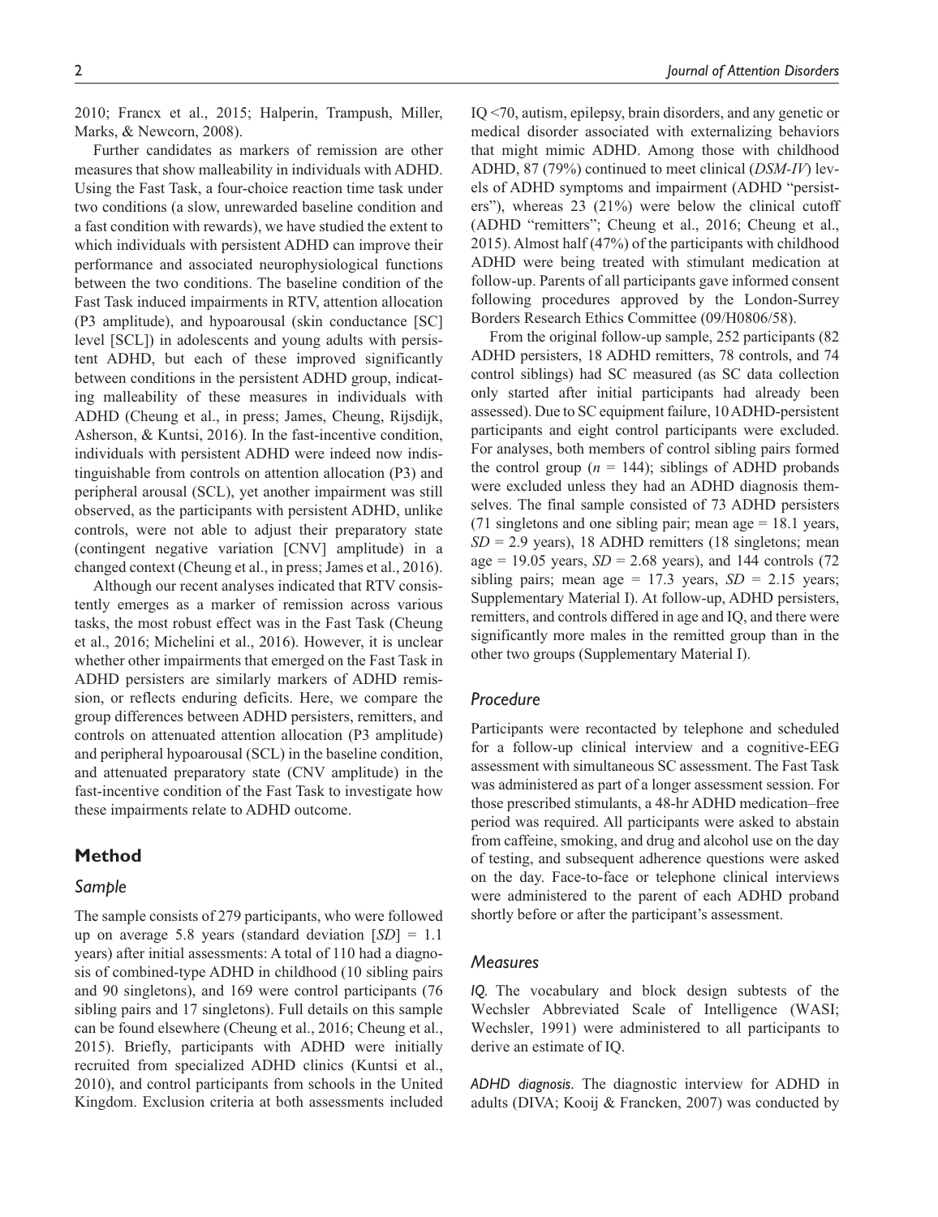2010; Francx et al., 2015; Halperin, Trampush, Miller, Marks, & Newcorn, 2008).

Further candidates as markers of remission are other measures that show malleability in individuals with ADHD. Using the Fast Task, a four-choice reaction time task under two conditions (a slow, unrewarded baseline condition and a fast condition with rewards), we have studied the extent to which individuals with persistent ADHD can improve their performance and associated neurophysiological functions between the two conditions. The baseline condition of the Fast Task induced impairments in RTV, attention allocation (P3 amplitude), and hypoarousal (skin conductance [SC] level [SCL]) in adolescents and young adults with persistent ADHD, but each of these improved significantly between conditions in the persistent ADHD group, indicating malleability of these measures in individuals with ADHD (Cheung et al., in press; James, Cheung, Rijsdijk, Asherson, & Kuntsi, 2016). In the fast-incentive condition, individuals with persistent ADHD were indeed now indistinguishable from controls on attention allocation (P3) and peripheral arousal (SCL), yet another impairment was still observed, as the participants with persistent ADHD, unlike controls, were not able to adjust their preparatory state (contingent negative variation [CNV] amplitude) in a changed context (Cheung et al., in press; James et al., 2016).

Although our recent analyses indicated that RTV consistently emerges as a marker of remission across various tasks, the most robust effect was in the Fast Task (Cheung et al., 2016; Michelini et al., 2016). However, it is unclear whether other impairments that emerged on the Fast Task in ADHD persisters are similarly markers of ADHD remission, or reflects enduring deficits. Here, we compare the group differences between ADHD persisters, remitters, and controls on attenuated attention allocation (P3 amplitude) and peripheral hypoarousal (SCL) in the baseline condition, and attenuated preparatory state (CNV amplitude) in the fast-incentive condition of the Fast Task to investigate how these impairments relate to ADHD outcome.

## Method

### Sample

The sample consists of 279 participants, who were followed up on average 5.8 years (standard deviation [*SD*] = 1.1 years) after initial assessments: A total of 110 had a diagnosis of combined-type ADHD in childhood (10 sibling pairs and 90 singletons), and 169 were control participants (76 sibling pairs and 17 singletons). Full details on this sample can be found elsewhere (Cheung et al., 2016; Cheung et al., 2015). Briefly, participants with ADHD were initially recruited from specialized ADHD clinics (Kuntsi et al., 2010), and control participants from schools in the United Kingdom. Exclusion criteria at both assessments included IQ <70, autism, epilepsy, brain disorders, and any genetic or medical disorder associated with externalizing behaviors that might mimic ADHD. Among those with childhood ADHD, 87 (79%) continued to meet clinical (*DSM-IV*) levels of ADHD symptoms and impairment (ADHD "persisters"), whereas 23 (21%) were below the clinical cutoff (ADHD "remitters"; Cheung et al., 2016; Cheung et al., 2015). Almost half (47%) of the participants with childhood ADHD were being treated with stimulant medication at follow-up. Parents of all participants gave informed consent following procedures approved by the London-Surrey Borders Research Ethics Committee (09/H0806/58).

From the original follow-up sample, 252 participants (82 ADHD persisters, 18 ADHD remitters, 78 controls, and 74 control siblings) had SC measured (as SC data collection only started after initial participants had already been assessed). Due to SC equipment failure, 10 ADHD-persistent participants and eight control participants were excluded. For analyses, both members of control sibling pairs formed the control group ($n$ = 144); siblings of ADHD probands were excluded unless they had an ADHD diagnosis themselves. The final sample consisted of 73 ADHD persisters (71 singletons and one sibling pair; mean age = 18.1 years, *SD* = 2.9 years), 18 ADHD remitters (18 singletons; mean age = 19.05 years, *SD* = 2.68 years), and 144 controls (72 sibling pairs; mean age = 17.3 years, *SD* = 2.15 years; Supplementary Material I). At follow-up, ADHD persisters, remitters, and controls differed in age and IQ, and there were significantly more males in the remitted group than in the other two groups (Supplementary Material I).

### Procedure

Participants were recontacted by telephone and scheduled for a follow-up clinical interview and a cognitive-EEG assessment with simultaneous SC assessment. The Fast Task was administered as part of a longer assessment session. For those prescribed stimulants, a 48-hr ADHD medication–free period was required. All participants were asked to abstain from caffeine, smoking, and drug and alcohol use on the day of testing, and subsequent adherence questions were asked on the day. Face-to-face or telephone clinical interviews were administered to the parent of each ADHD proband shortly before or after the participant's assessment.

### Measures

*IQ.* The vocabulary and block design subtests of the Wechsler Abbreviated Scale of Intelligence (WASI; Wechsler, 1991) were administered to all participants to derive an estimate of IQ.

*ADHD diagnosis.* The diagnostic interview for ADHD in adults (DIVA; Kooij & Francken, 2007) was conducted by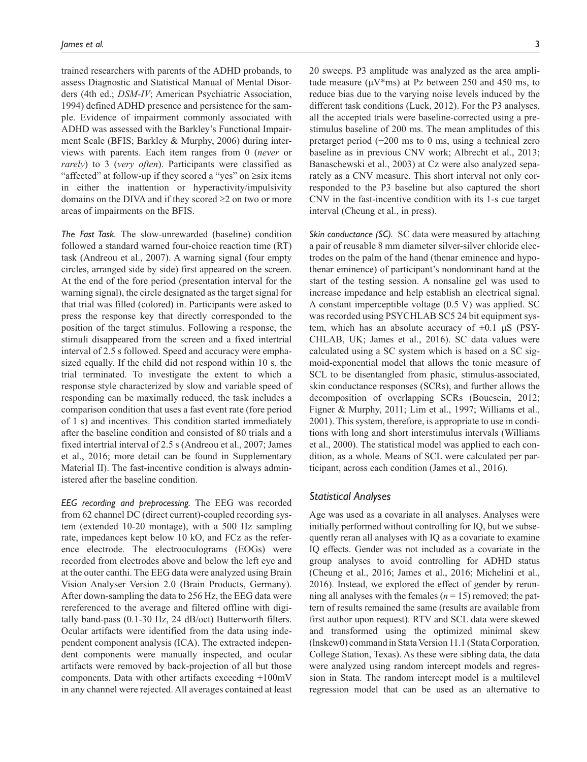trained researchers with parents of the ADHD probands, to assess Diagnostic and Statistical Manual of Mental Disorders (4th ed.; *DSM-IV*; American Psychiatric Association, 1994) defined ADHD presence and persistence for the sample. Evidence of impairment commonly associated with ADHD was assessed with the Barkley's Functional Impairment Scale (BFIS; Barkley & Murphy, 2006) during interviews with parents. Each item ranges from 0 (*never* or *rarely*) to 3 (*very often*). Participants were classified as "affected" at follow-up if they scored a "yes" on ≥six items in either the inattention or hyperactivity/impulsivity domains on the DIVA and if they scored ≥2 on two or more areas of impairments on the BFIS.

*The Fast Task.* The slow-unrewarded (baseline) condition followed a standard warned four-choice reaction time (RT) task (Andreou et al., 2007). A warning signal (four empty circles, arranged side by side) first appeared on the screen. At the end of the fore period (presentation interval for the warning signal), the circle designated as the target signal for that trial was filled (colored) in. Participants were asked to press the response key that directly corresponded to the position of the target stimulus. Following a response, the stimuli disappeared from the screen and a fixed intertrial interval of 2.5 s followed. Speed and accuracy were emphasized equally. If the child did not respond within 10 s, the trial terminated. To investigate the extent to which a response style characterized by slow and variable speed of responding can be maximally reduced, the task includes a comparison condition that uses a fast event rate (fore period of 1 s) and incentives. This condition started immediately after the baseline condition and consisted of 80 trials and a fixed intertrial interval of 2.5 s (Andreou et al., 2007; James et al., 2016; more detail can be found in Supplementary Material II). The fast-incentive condition is always administered after the baseline condition.

*EEG recording and preprocessing.* The EEG was recorded from 62 channel DC (direct current)-coupled recording system (extended 10-20 montage), with a 500 Hz sampling rate, impedances kept below 10 kO, and FCz as the reference electrode. The electrooculograms (EOGs) were recorded from electrodes above and below the left eye and at the outer canthi. The EEG data were analyzed using Brain Vision Analyser Version 2.0 (Brain Products, Germany). After down-sampling the data to 256 Hz, the EEG data were rereferenced to the average and filtered offline with digitally band-pass (0.1-30 Hz, 24 dB/oct) Butterworth filters. Ocular artifacts were identified from the data using independent component analysis (ICA). The extracted independent components were manually inspected, and ocular artifacts were removed by back-projection of all but those components. Data with other artifacts exceeding +100mV in any channel were rejected. All averages contained at least 20 sweeps. P3 amplitude was analyzed as the area amplitude measure (μV*ms) at Pz between 250 and 450 ms, to reduce bias due to the varying noise levels induced by the different task conditions (Luck, 2012). For the P3 analyses, all the accepted trials were baseline-corrected using a prestimulus baseline of 200 ms. The mean amplitudes of this pretarget period (−200 ms to 0 ms, using a technical zero baseline as in previous CNV work; Albrecht et al., 2013; Banaschewski et al., 2003) at Cz were also analyzed separately as a CNV measure. This short interval not only corresponded to the P3 baseline but also captured the short CNV in the fast-incentive condition with its 1-s cue target interval (Cheung et al., in press).

*Skin conductance (SC).* SC data were measured by attaching a pair of reusable 8 mm diameter silver-silver chloride electrodes on the palm of the hand (thenar eminence and hypothenar eminence) of participant's nondominant hand at the start of the testing session. A nonsaline gel was used to increase impedance and help establish an electrical signal. A constant imperceptible voltage (0.5 V) was applied. SC was recorded using PSYCHLAB SC5 24 bit equipment system, which has an absolute accuracy of ±0.1 μS (PSYCHLAB, UK; James et al., 2016). SC data values were calculated using a SC system which is based on a SC sigmoid-exponential model that allows the tonic measure of SCL to be disentangled from phasic, stimulus-associated, skin conductance responses (SCRs), and further allows the decomposition of overlapping SCRs (Boucsein, 2012; Figner & Murphy, 2011; Lim et al., 1997; Williams et al., 2001). This system, therefore, is appropriate to use in conditions with long and short interstimulus intervals (Williams et al., 2000). The statistical model was applied to each condition, as a whole. Means of SCL were calculated per participant, across each condition (James et al., 2016).

## Statistical Analyses

Age was used as a covariate in all analyses. Analyses were initially performed without controlling for IQ, but we subsequently reran all analyses with IQ as a covariate to examine IQ effects. Gender was not included as a covariate in the group analyses to avoid controlling for ADHD status (Cheung et al., 2016; James et al., 2016; Michelini et al., 2016). Instead, we explored the effect of gender by rerunning all analyses with the females ($n = 15$) removed; the pattern of results remained the same (results are available from first author upon request). RTV and SCL data were skewed and transformed using the optimized minimal skew (lnskew0) command in Stata Version 11.1 (Stata Corporation, College Station, Texas). As these were sibling data, the data were analyzed using random intercept models and regression in Stata. The random intercept model is a multilevel regression model that can be used as an alternative to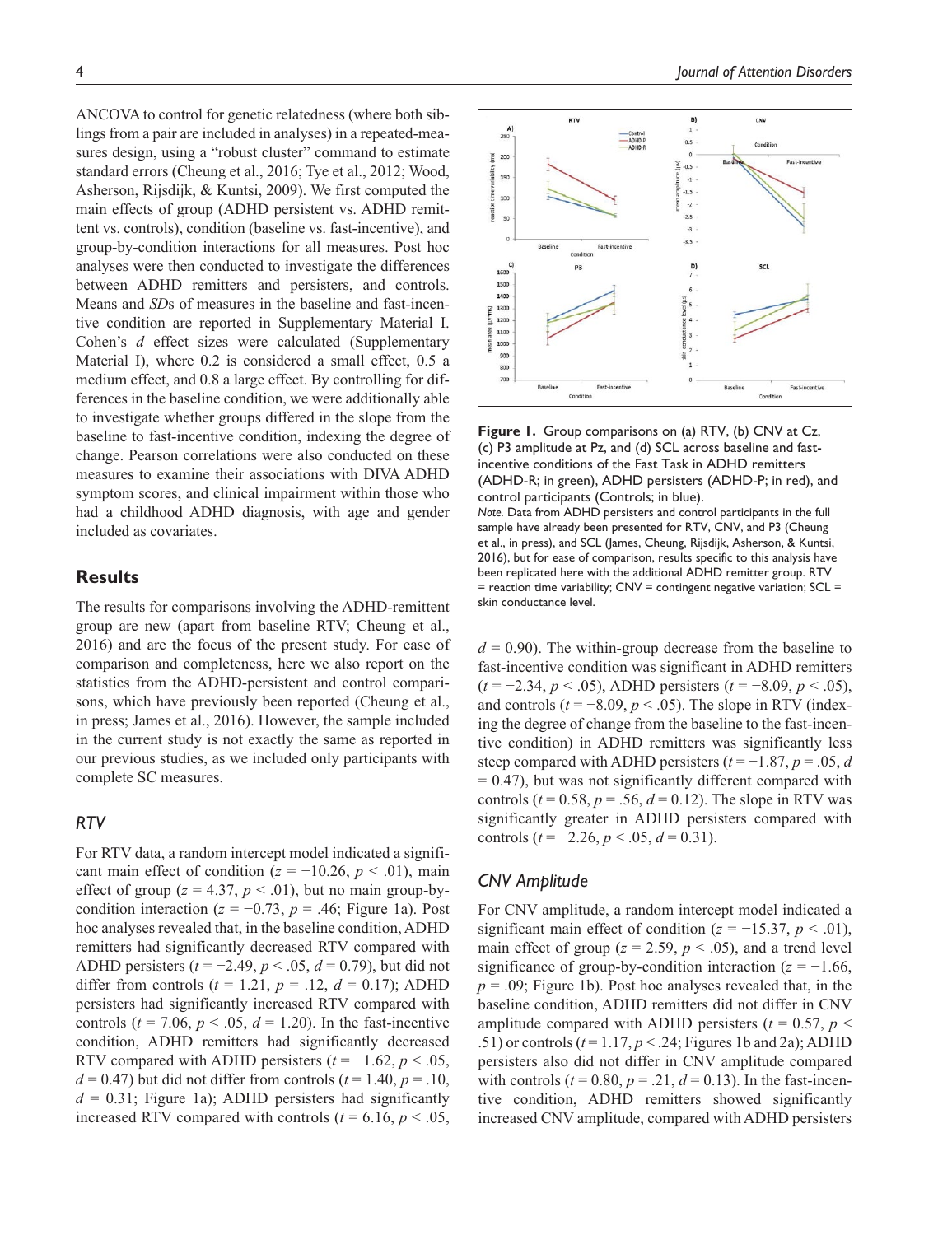ANCOVA to control for genetic relatedness (where both siblings from a pair are included in analyses) in a repeated-measures design, using a "robust cluster" command to estimate standard errors (Cheung et al., 2016; Tye et al., 2012; Wood, Asherson, Rijsdijk, & Kuntsi, 2009). We first computed the main effects of group (ADHD persistent vs. ADHD remittent vs. controls), condition (baseline vs. fast-incentive), and group-by-condition interactions for all measures. Post hoc analyses were then conducted to investigate the differences between ADHD remitters and persisters, and controls. Means and *SD*s of measures in the baseline and fast-incentive condition are reported in Supplementary Material I. Cohen's *d* effect sizes were calculated (Supplementary Material I), where 0.2 is considered a small effect, 0.5 a medium effect, and 0.8 a large effect. By controlling for differences in the baseline condition, we were additionally able to investigate whether groups differed in the slope from the baseline to fast-incentive condition, indexing the degree of change. Pearson correlations were also conducted on these measures to examine their associations with DIVA ADHD symptom scores, and clinical impairment within those who had a childhood ADHD diagnosis, with age and gender included as covariates.

## Results

The results for comparisons involving the ADHD-remittent group are new (apart from baseline RTV; Cheung et al., 2016) and are the focus of the present study. For ease of comparison and completeness, here we also report on the statistics from the ADHD-persistent and control comparisons, which have previously been reported (Cheung et al., in press; James et al., 2016). However, the sample included in the current study is not exactly the same as reported in our previous studies, as we included only participants with complete SC measures.

### RTV

For RTV data, a random intercept model indicated a significant main effect of condition ($z = -10.26$, $p < .01$), main effect of group ($z = 4.37$, $p < .01$), but no main group-by-condition interaction ($z = -0.73$, $p = .46$; Figure 1a). Post hoc analyses revealed that, in the baseline condition, ADHD remitters had significantly decreased RTV compared with ADHD persisters ($t = -2.49$, $p < .05$, $d = 0.79$), but did not differ from controls ($t = 1.21$, $p = .12$, $d = 0.17$); ADHD persisters had significantly increased RTV compared with controls ($t = 7.06$, $p < .05$, $d = 1.20$). In the fast-incentive condition, ADHD remitters had significantly decreased RTV compared with ADHD persisters ($t = -1.62$, $p < .05$, $d = 0.47$) but did not differ from controls ($t = 1.40$, $p = .10$, $d = 0.31$; Figure 1a); ADHD persisters had significantly increased RTV compared with controls ($t = 6.16$, $p < .05$, $d = 0.90$). The within-group decrease from the baseline to fast-incentive condition was significant in ADHD remitters ($t = -2.34$, $p < .05$), ADHD persisters ($t = -8.09$, $p < .05$), and controls ($t = -8.09$, $p < .05$). The slope in RTV (indexing the degree of change from the baseline to the fast-incentive condition) in ADHD remitters was significantly less steep compared with ADHD persisters ($t = -1.87$, $p = .05$, $d = 0.47$), but was not significantly different compared with controls ($t = 0.58$, $p = .56$, $d = 0.12$). The slope in RTV was significantly greater in ADHD persisters compared with controls ($t = -2.26$, $p < .05$, $d = 0.31$).

**Figure 1.** Group comparisons on (a) RTV, (b) CNV at Cz, (c) P3 amplitude at Pz, and (d) SCL across baseline and fast-incentive conditions of the Fast Task in ADHD remitters (ADHD-R; in green), ADHD persisters (ADHD-P; in red), and control participants (Controls; in blue).

*Note.* Data from ADHD persisters and control participants in the full sample have already been presented for RTV, CNV, and P3 (Cheung et al., in press), and SCL (James, Cheung, Rijsdijk, Asherson, & Kuntsi, 2016), but for ease of comparison, results specific to this analysis have been replicated here with the additional ADHD remitter group. RTV = reaction time variability; CNV = contingent negative variation; SCL = skin conductance level.

### CNV Amplitude

For CNV amplitude, a random intercept model indicated a significant main effect of condition ($z = -15.37$, $p < .01$), main effect of group ($z = 2.59$, $p < .05$), and a trend level significance of group-by-condition interaction ($z = -1.66$, $p = .09$; Figure 1b). Post hoc analyses revealed that, in the baseline condition, ADHD remitters did not differ in CNV amplitude compared with ADHD persisters ($t = 0.57$, $p < .51$) or controls ($t = 1.17$, $p < .24$; Figures 1b and 2a); ADHD persisters also did not differ in CNV amplitude compared with controls ($t = 0.80$, $p = .21$, $d = 0.13$). In the fast-incentive condition, ADHD remitters showed significantly increased CNV amplitude, compared with ADHD persisters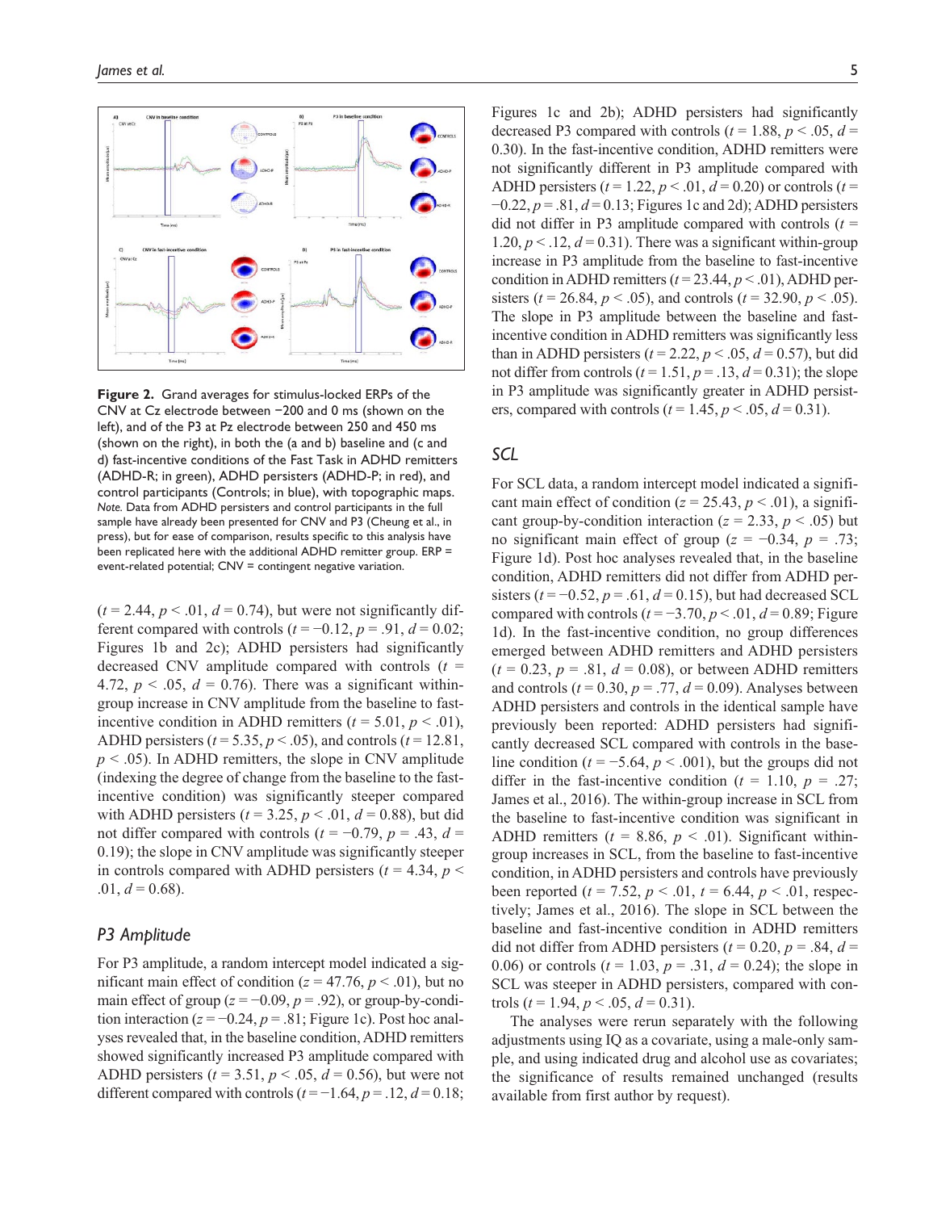**Figure 2.** Grand averages for stimulus-locked ERPs of the CNV at Cz electrode between −200 and 0 ms (shown on the left), and of the P3 at Pz electrode between 250 and 450 ms (shown on the right), in both the (a and b) baseline and (c and d) fast-incentive conditions of the Fast Task in ADHD remitters (ADHD-R; in green), ADHD persisters (ADHD-P; in red), and control participants (Controls; in blue), with topographic maps.
*Note.* Data from ADHD persisters and control participants in the full sample have already been presented for CNV and P3 (Cheung et al., in press), but for ease of comparison, results specific to this analysis have been replicated here with the additional ADHD remitter group. ERP = event-related potential; CNV = contingent negative variation.

($t = 2.44$, $p < .01$, $d = 0.74$), but were not significantly different compared with controls ($t = -0.12$, $p = .91$, $d = 0.02$; Figures 1b and 2c); ADHD persisters had significantly decreased CNV amplitude compared with controls ($t = 4.72$, $p < .05$, $d = 0.76$). There was a significant within-group increase in CNV amplitude from the baseline to fast-incentive condition in ADHD remitters ($t = 5.01$, $p < .01$), ADHD persisters ($t = 5.35$, $p < .05$), and controls ($t = 12.81$, $p < .05$). In ADHD remitters, the slope in CNV amplitude (indexing the degree of change from the baseline to the fast-incentive condition) was significantly steeper compared with ADHD persisters ($t = 3.25$, $p < .01$, $d = 0.88$), but did not differ compared with controls ($t = -0.79$, $p = .43$, $d = 0.19$); the slope in CNV amplitude was significantly steeper in controls compared with ADHD persisters ($t = 4.34$, $p < .01$, $d = 0.68$).

### P3 Amplitude

For P3 amplitude, a random intercept model indicated a significant main effect of condition ($z = 47.76$, $p < .01$), but no main effect of group ($z = -0.09$, $p = .92$), or group-by-condition interaction ($z = -0.24$, $p = .81$; Figure 1c). Post hoc analyses revealed that, in the baseline condition, ADHD remitters showed significantly increased P3 amplitude compared with ADHD persisters ($t = 3.51$, $p < .05$, $d = 0.56$), but were not different compared with controls ($t = -1.64$, $p = .12$, $d = 0.18$; Figures 1c and 2b); ADHD persisters had significantly decreased P3 compared with controls ($t = 1.88$, $p < .05$, $d = 0.30$). In the fast-incentive condition, ADHD remitters were not significantly different in P3 amplitude compared with ADHD persisters ($t = 1.22$, $p < .01$, $d = 0.20$) or controls ($t = -0.22$, $p = .81$, $d = 0.13$; Figures 1c and 2d); ADHD persisters did not differ in P3 amplitude compared with controls ($t = 1.20$, $p < .12$, $d = 0.31$). There was a significant within-group increase in P3 amplitude from the baseline to fast-incentive condition in ADHD remitters ($t = 23.44$, $p < .01$), ADHD persisters ($t = 26.84$, $p < .05$), and controls ($t = 32.90$, $p < .05$). The slope in P3 amplitude between the baseline and fast-incentive condition in ADHD remitters was significantly less than in ADHD persisters ($t = 2.22$, $p < .05$, $d = 0.57$), but did not differ from controls ($t = 1.51$, $p = .13$, $d = 0.31$); the slope in P3 amplitude was significantly greater in ADHD persisters, compared with controls ($t = 1.45$, $p < .05$, $d = 0.31$).

### SCL

For SCL data, a random intercept model indicated a significant main effect of condition ($z = 25.43$, $p < .01$), a significant group-by-condition interaction ($z = 2.33$, $p < .05$) but no significant main effect of group ($z = -0.34$, $p = .73$; Figure 1d). Post hoc analyses revealed that, in the baseline condition, ADHD remitters did not differ from ADHD persisters ($t = -0.52$, $p = .61$, $d = 0.15$), but had decreased SCL compared with controls ($t = -3.70$, $p < .01$, $d = 0.89$; Figure 1d). In the fast-incentive condition, no group differences emerged between ADHD remitters and ADHD persisters ($t = 0.23$, $p = .81$, $d = 0.08$), or between ADHD remitters and controls ($t = 0.30$, $p = .77$, $d = 0.09$). Analyses between ADHD persisters and controls in the identical sample have previously been reported: ADHD persisters had significantly decreased SCL compared with controls in the baseline condition ($t = -5.64$, $p < .001$), but the groups did not differ in the fast-incentive condition ($t = 1.10$, $p = .27$; James et al., 2016). The within-group increase in SCL from the baseline to fast-incentive condition was significant in ADHD remitters ($t = 8.86$, $p < .01$). Significant within-group increases in SCL, from the baseline to fast-incentive condition, in ADHD persisters and controls have previously been reported ($t = 7.52$, $p < .01$, $t = 6.44$, $p < .01$, respectively; James et al., 2016). The slope in SCL between the baseline and fast-incentive condition in ADHD remitters did not differ from ADHD persisters ($t = 0.20$, $p = .84$, $d = 0.06$) or controls ($t = 1.03$, $p = .31$, $d = 0.24$); the slope in SCL was steeper in ADHD persisters, compared with controls ($t = 1.94$, $p < .05$, $d = 0.31$).

The analyses were rerun separately with the following adjustments using IQ as a covariate, using a male-only sample, and using indicated drug and alcohol use as covariates; the significance of results remained unchanged (results available from first author by request).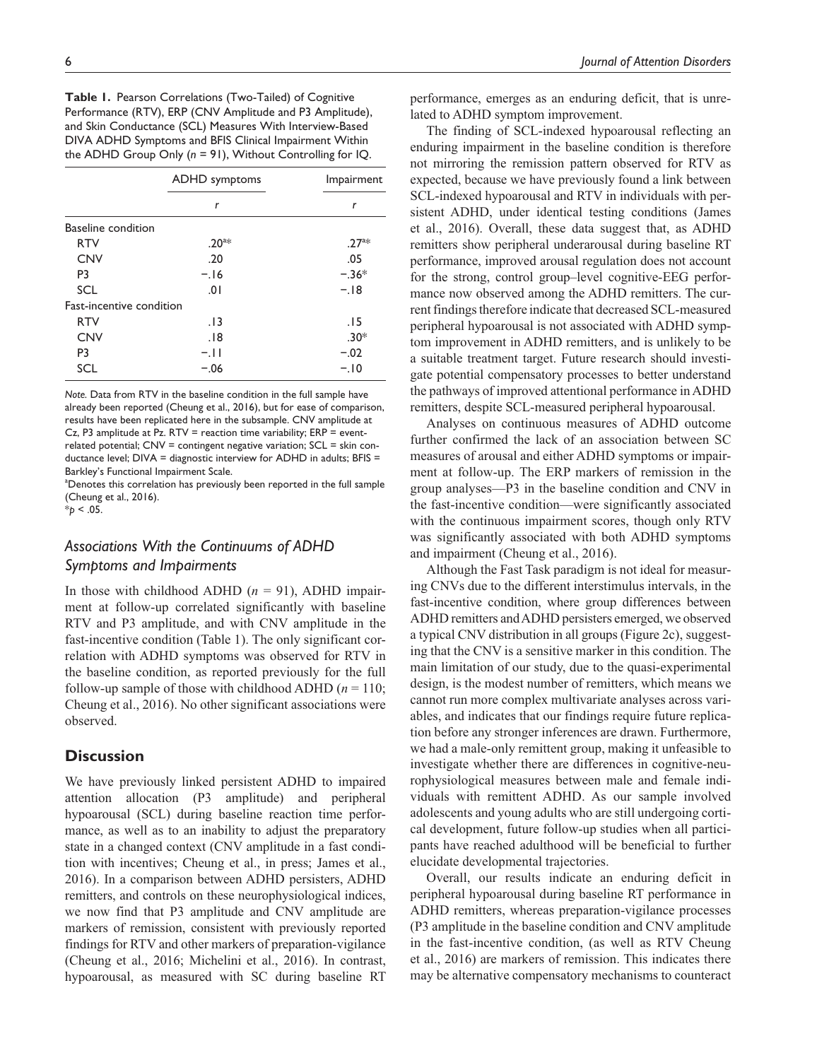**Table 1.** Pearson Correlations (Two-Tailed) of Cognitive Performance (RTV), ERP (CNV Amplitude and P3 Amplitude), and Skin Conductance (SCL) Measures With Interview-Based DIVA ADHD Symptoms and BFIS Clinical Impairment Within the ADHD Group Only ($n$ = 91), Without Controlling for IQ.

| | ADHD symptoms | Impairment |
|---|---|---|
| | *r* | *r* |
| Baseline condition | | |
| RTV | .20[a]* | .27[a]* |
| CNV | .20 | .05 |
| P3 | −.16 | −.36* |
| SCL | .01 | −.18 |
| Fast-incentive condition | | |
| RTV | .13 | .15 |
| CNV | .18 | .30* |
| P3 | −.11 | −.02 |
| SCL | −.06 | −.10 |

*Note.* Data from RTV in the baseline condition in the full sample have already been reported (Cheung et al., 2016), but for ease of comparison, results have been replicated here in the subsample. CNV amplitude at Cz, P3 amplitude at Pz. RTV = reaction time variability; ERP = event-related potential; CNV = contingent negative variation; SCL = skin conductance level; DIVA = diagnostic interview for ADHD in adults; BFIS = Barkley's Functional Impairment Scale.

[a]Denotes this correlation has previously been reported in the full sample (Cheung et al., 2016).

*$p < .05$.

## *Associations With the Continuums of ADHD Symptoms and Impairments*

In those with childhood ADHD ($n$ = 91), ADHD impairment at follow-up correlated significantly with baseline RTV and P3 amplitude, and with CNV amplitude in the fast-incentive condition (Table 1). The only significant correlation with ADHD symptoms was observed for RTV in the baseline condition, as reported previously for the full follow-up sample of those with childhood ADHD ($n$ = 110; Cheung et al., 2016). No other significant associations were observed.

# Discussion

We have previously linked persistent ADHD to impaired attention allocation (P3 amplitude) and peripheral hypoarousal (SCL) during baseline reaction time performance, as well as to an inability to adjust the preparatory state in a changed context (CNV amplitude in a fast condition with incentives; Cheung et al., in press; James et al., 2016). In a comparison between ADHD persisters, ADHD remitters, and controls on these neurophysiological indices, we now find that P3 amplitude and CNV amplitude are markers of remission, consistent with previously reported findings for RTV and other markers of preparation-vigilance (Cheung et al., 2016; Michelini et al., 2016). In contrast, hypoarousal, as measured with SC during baseline RT performance, emerges as an enduring deficit, that is unrelated to ADHD symptom improvement.

The finding of SCL-indexed hypoarousal reflecting an enduring impairment in the baseline condition is therefore not mirroring the remission pattern observed for RTV as expected, because we have previously found a link between SCL-indexed hypoarousal and RTV in individuals with persistent ADHD, under identical testing conditions (James et al., 2016). Overall, these data suggest that, as ADHD remitters show peripheral underarousal during baseline RT performance, improved arousal regulation does not account for the strong, control group–level cognitive-EEG performance now observed among the ADHD remitters. The current findings therefore indicate that decreased SCL-measured peripheral hypoarousal is not associated with ADHD symptom improvement in ADHD remitters, and is unlikely to be a suitable treatment target. Future research should investigate potential compensatory processes to better understand the pathways of improved attentional performance in ADHD remitters, despite SCL-measured peripheral hypoarousal.

Analyses on continuous measures of ADHD outcome further confirmed the lack of an association between SC measures of arousal and either ADHD symptoms or impairment at follow-up. The ERP markers of remission in the group analyses—P3 in the baseline condition and CNV in the fast-incentive condition—were significantly associated with the continuous impairment scores, though only RTV was significantly associated with both ADHD symptoms and impairment (Cheung et al., 2016).

Although the Fast Task paradigm is not ideal for measuring CNVs due to the different interstimulus intervals, in the fast-incentive condition, where group differences between ADHD remitters and ADHD persisters emerged, we observed a typical CNV distribution in all groups (Figure 2c), suggesting that the CNV is a sensitive marker in this condition. The main limitation of our study, due to the quasi-experimental design, is the modest number of remitters, which means we cannot run more complex multivariate analyses across variables, and indicates that our findings require future replication before any stronger inferences are drawn. Furthermore, we had a male-only remittent group, making it unfeasible to investigate whether there are differences in cognitive-neurophysiological measures between male and female individuals with remittent ADHD. As our sample involved adolescents and young adults who are still undergoing cortical development, future follow-up studies when all participants have reached adulthood will be beneficial to further elucidate developmental trajectories.

Overall, our results indicate an enduring deficit in peripheral hypoarousal during baseline RT performance in ADHD remitters, whereas preparation-vigilance processes (P3 amplitude in the baseline condition and CNV amplitude in the fast-incentive condition, (as well as RTV Cheung et al., 2016) are markers of remission. This indicates there may be alternative compensatory mechanisms to counteract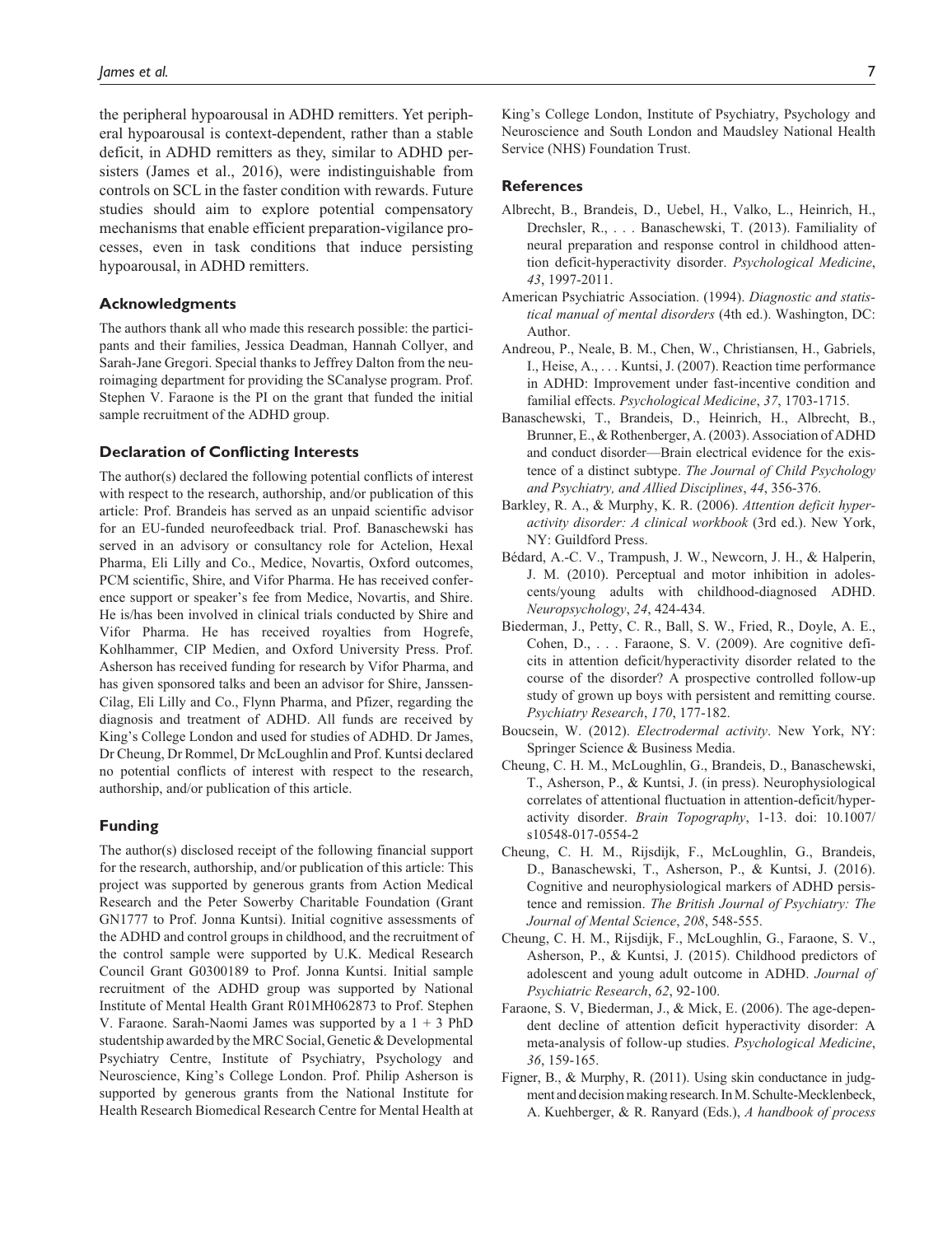the peripheral hypoarousal in ADHD remitters. Yet peripheral hypoarousal is context-dependent, rather than a stable deficit, in ADHD remitters as they, similar to ADHD persisters (James et al., 2016), were indistinguishable from controls on SCL in the faster condition with rewards. Future studies should aim to explore potential compensatory mechanisms that enable efficient preparation-vigilance processes, even in task conditions that induce persisting hypoarousal, in ADHD remitters.

### Acknowledgments

The authors thank all who made this research possible: the participants and their families, Jessica Deadman, Hannah Collyer, and Sarah-Jane Gregori. Special thanks to Jeffrey Dalton from the neuroimaging department for providing the SCanalyse program. Prof. Stephen V. Faraone is the PI on the grant that funded the initial sample recruitment of the ADHD group.

### Declaration of Conflicting Interests

The author(s) declared the following potential conflicts of interest with respect to the research, authorship, and/or publication of this article: Prof. Brandeis has served as an unpaid scientific advisor for an EU-funded neurofeedback trial. Prof. Banaschewski has served in an advisory or consultancy role for Actelion, Hexal Pharma, Eli Lilly and Co., Medice, Novartis, Oxford outcomes, PCM scientific, Shire, and Vifor Pharma. He has received conference support or speaker's fee from Medice, Novartis, and Shire. He is/has been involved in clinical trials conducted by Shire and Vifor Pharma. He has received royalties from Hogrefe, Kohlhammer, CIP Medien, and Oxford University Press. Prof. Asherson has received funding for research by Vifor Pharma, and has given sponsored talks and been an advisor for Shire, Janssen-Cilag, Eli Lilly and Co., Flynn Pharma, and Pfizer, regarding the diagnosis and treatment of ADHD. All funds are received by King's College London and used for studies of ADHD. Dr James, Dr Cheung, Dr Rommel, Dr McLoughlin and Prof. Kuntsi declared no potential conflicts of interest with respect to the research, authorship, and/or publication of this article.

### Funding

The author(s) disclosed receipt of the following financial support for the research, authorship, and/or publication of this article: This project was supported by generous grants from Action Medical Research and the Peter Sowerby Charitable Foundation (Grant GN1777 to Prof. Jonna Kuntsi). Initial cognitive assessments of the ADHD and control groups in childhood, and the recruitment of the control sample were supported by U.K. Medical Research Council Grant G0300189 to Prof. Jonna Kuntsi. Initial sample recruitment of the ADHD group was supported by National Institute of Mental Health Grant R01MH062873 to Prof. Stephen V. Faraone. Sarah-Naomi James was supported by a 1 + 3 PhD studentship awarded by the MRC Social, Genetic & Developmental Psychiatry Centre, Institute of Psychiatry, Psychology and Neuroscience, King's College London. Prof. Philip Asherson is supported by generous grants from the National Institute for Health Research Biomedical Research Centre for Mental Health at King's College London, Institute of Psychiatry, Psychology and Neuroscience and South London and Maudsley National Health Service (NHS) Foundation Trust.

### References

Albrecht, B., Brandeis, D., Uebel, H., Valko, L., Heinrich, H., Drechsler, R., . . . Banaschewski, T. (2013). Familiality of neural preparation and response control in childhood attention deficit-hyperactivity disorder. *Psychological Medicine*, *43*, 1997-2011.

American Psychiatric Association. (1994). *Diagnostic and statistical manual of mental disorders* (4th ed.). Washington, DC: Author.

Andreou, P., Neale, B. M., Chen, W., Christiansen, H., Gabriels, I., Heise, A., . . . Kuntsi, J. (2007). Reaction time performance in ADHD: Improvement under fast-incentive condition and familial effects. *Psychological Medicine*, *37*, 1703-1715.

Banaschewski, T., Brandeis, D., Heinrich, H., Albrecht, B., Brunner, E., & Rothenberger, A. (2003). Association of ADHD and conduct disorder—Brain electrical evidence for the existence of a distinct subtype. *The Journal of Child Psychology and Psychiatry, and Allied Disciplines*, *44*, 356-376.

Barkley, R. A., & Murphy, K. R. (2006). *Attention deficit hyperactivity disorder: A clinical workbook* (3rd ed.). New York, NY: Guildford Press.

Bédard, A.-C. V., Trampush, J. W., Newcorn, J. H., & Halperin, J. M. (2010). Perceptual and motor inhibition in adolescents/young adults with childhood-diagnosed ADHD. *Neuropsychology*, *24*, 424-434.

Biederman, J., Petty, C. R., Ball, S. W., Fried, R., Doyle, A. E., Cohen, D., . . . Faraone, S. V. (2009). Are cognitive deficits in attention deficit/hyperactivity disorder related to the course of the disorder? A prospective controlled follow-up study of grown up boys with persistent and remitting course. *Psychiatry Research*, *170*, 177-182.

Boucsein, W. (2012). *Electrodermal activity*. New York, NY: Springer Science & Business Media.

Cheung, C. H. M., McLoughlin, G., Brandeis, D., Banaschewski, T., Asherson, P., & Kuntsi, J. (in press). Neurophysiological correlates of attentional fluctuation in attention-deficit/hyperactivity disorder. *Brain Topography*, 1-13. doi: 10.1007/s10548-017-0554-2

Cheung, C. H. M., Rijsdijk, F., McLoughlin, G., Brandeis, D., Banaschewski, T., Asherson, P., & Kuntsi, J. (2016). Cognitive and neurophysiological markers of ADHD persistence and remission. *The British Journal of Psychiatry: The Journal of Mental Science*, *208*, 548-555.

Cheung, C. H. M., Rijsdijk, F., McLoughlin, G., Faraone, S. V., Asherson, P., & Kuntsi, J. (2015). Childhood predictors of adolescent and young adult outcome in ADHD. *Journal of Psychiatric Research*, *62*, 92-100.

Faraone, S. V, Biederman, J., & Mick, E. (2006). The age-dependent decline of attention deficit hyperactivity disorder: A meta-analysis of follow-up studies. *Psychological Medicine*, *36*, 159-165.

Figner, B., & Murphy, R. (2011). Using skin conductance in judgment and decision making research. In M. Schulte-Mecklenbeck, A. Kuehberger, & R. Ranyard (Eds.), *A handbook of process*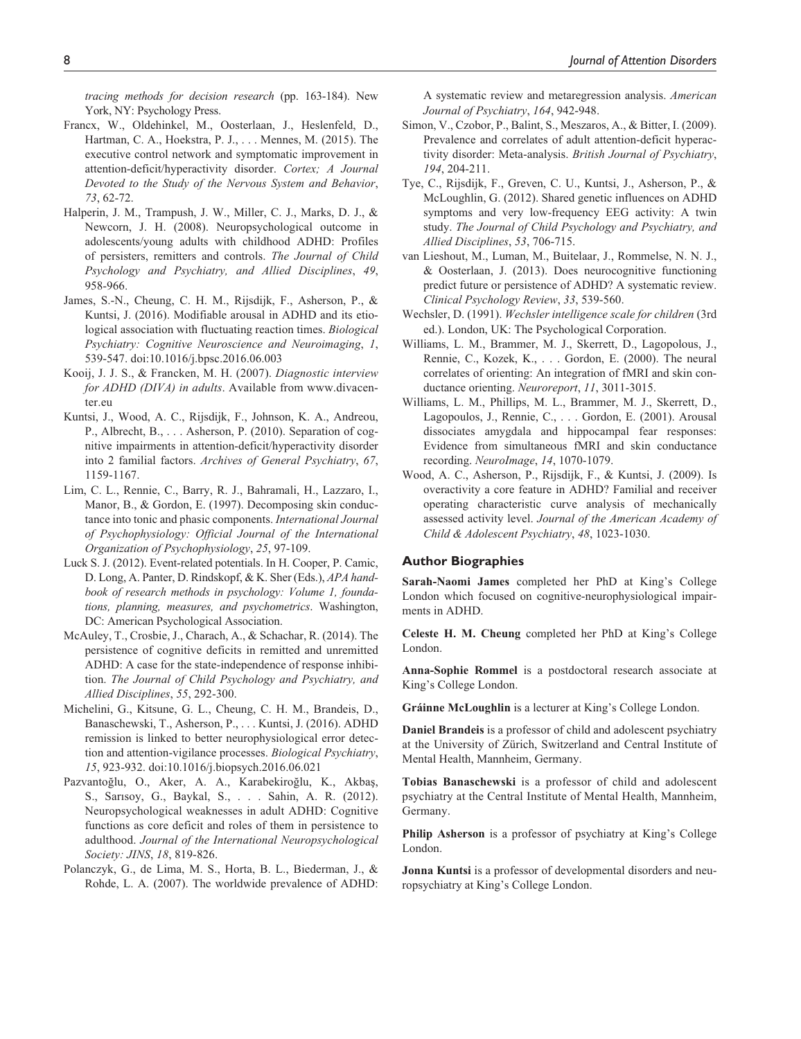*tracing methods for decision research* (pp. 163-184). New York, NY: Psychology Press.

Francx, W., Oldehinkel, M., Oosterlaan, J., Heslenfeld, D., Hartman, C. A., Hoekstra, P. J., . . . Mennes, M. (2015). The executive control network and symptomatic improvement in attention-deficit/hyperactivity disorder. *Cortex; A Journal Devoted to the Study of the Nervous System and Behavior*, *73*, 62-72.

Halperin, J. M., Trampush, J. W., Miller, C. J., Marks, D. J., & Newcorn, J. H. (2008). Neuropsychological outcome in adolescents/young adults with childhood ADHD: Profiles of persisters, remitters and controls. *The Journal of Child Psychology and Psychiatry, and Allied Disciplines*, *49*, 958-966.

James, S.-N., Cheung, C. H. M., Rijsdijk, F., Asherson, P., & Kuntsi, J. (2016). Modifiable arousal in ADHD and its etiological association with fluctuating reaction times. *Biological Psychiatry: Cognitive Neuroscience and Neuroimaging*, *1*, 539-547. doi:10.1016/j.bpsc.2016.06.003

Kooij, J. J. S., & Francken, M. H. (2007). *Diagnostic interview for ADHD (DIVA) in adults*. Available from www.divacenter.eu

Kuntsi, J., Wood, A. C., Rijsdijk, F., Johnson, K. A., Andreou, P., Albrecht, B., . . . Asherson, P. (2010). Separation of cognitive impairments in attention-deficit/hyperactivity disorder into 2 familial factors. *Archives of General Psychiatry*, *67*, 1159-1167.

Lim, C. L., Rennie, C., Barry, R. J., Bahramali, H., Lazzaro, I., Manor, B., & Gordon, E. (1997). Decomposing skin conductance into tonic and phasic components. *International Journal of Psychophysiology: Official Journal of the International Organization of Psychophysiology*, *25*, 97-109.

Luck S. J. (2012). Event-related potentials. In H. Cooper, P. Camic, D. Long, A. Panter, D. Rindskopf, & K. Sher (Eds.), *APA handbook of research methods in psychology: Volume 1, foundations, planning, measures, and psychometrics*. Washington, DC: American Psychological Association.

McAuley, T., Crosbie, J., Charach, A., & Schachar, R. (2014). The persistence of cognitive deficits in remitted and unremitted ADHD: A case for the state-independence of response inhibition. *The Journal of Child Psychology and Psychiatry, and Allied Disciplines*, *55*, 292-300.

Michelini, G., Kitsune, G. L., Cheung, C. H. M., Brandeis, D., Banaschewski, T., Asherson, P., . . . Kuntsi, J. (2016). ADHD remission is linked to better neurophysiological error detection and attention-vigilance processes. *Biological Psychiatry*, *15*, 923-932. doi:10.1016/j.biopsych.2016.06.021

Pazvantoğlu, O., Aker, A. A., Karabekiroğlu, K., Akbaş, S., Sarısoy, G., Baykal, S., . . . Sahin, A. R. (2012). Neuropsychological weaknesses in adult ADHD: Cognitive functions as core deficit and roles of them in persistence to adulthood. *Journal of the International Neuropsychological Society: JINS*, *18*, 819-826.

Polanczyk, G., de Lima, M. S., Horta, B. L., Biederman, J., & Rohde, L. A. (2007). The worldwide prevalence of ADHD: A systematic review and metaregression analysis. *American Journal of Psychiatry*, *164*, 942-948.

Simon, V., Czobor, P., Balint, S., Meszaros, A., & Bitter, I. (2009). Prevalence and correlates of adult attention-deficit hyperactivity disorder: Meta-analysis. *British Journal of Psychiatry*, *194*, 204-211.

Tye, C., Rijsdijk, F., Greven, C. U., Kuntsi, J., Asherson, P., & McLoughlin, G. (2012). Shared genetic influences on ADHD symptoms and very low-frequency EEG activity: A twin study. *The Journal of Child Psychology and Psychiatry, and Allied Disciplines*, *53*, 706-715.

van Lieshout, M., Luman, M., Buitelaar, J., Rommelse, N. N. J., & Oosterlaan, J. (2013). Does neurocognitive functioning predict future or persistence of ADHD? A systematic review. *Clinical Psychology Review*, *33*, 539-560.

Wechsler, D. (1991). *Wechsler intelligence scale for children* (3rd ed.). London, UK: The Psychological Corporation.

Williams, L. M., Brammer, M. J., Skerrett, D., Lagopolous, J., Rennie, C., Kozek, K., . . . Gordon, E. (2000). The neural correlates of orienting: An integration of fMRI and skin conductance orienting. *Neuroreport*, *11*, 3011-3015.

Williams, L. M., Phillips, M. L., Brammer, M. J., Skerrett, D., Lagopoulos, J., Rennie, C., . . . Gordon, E. (2001). Arousal dissociates amygdala and hippocampal fear responses: Evidence from simultaneous fMRI and skin conductance recording. *NeuroImage*, *14*, 1070-1079.

Wood, A. C., Asherson, P., Rijsdijk, F., & Kuntsi, J. (2009). Is overactivity a core feature in ADHD? Familial and receiver operating characteristic curve analysis of mechanically assessed activity level. *Journal of the American Academy of Child & Adolescent Psychiatry*, *48*, 1023-1030.

## Author Biographies

**Sarah-Naomi James** completed her PhD at King's College London which focused on cognitive-neurophysiological impairments in ADHD.

**Celeste H. M. Cheung** completed her PhD at King's College London.

**Anna-Sophie Rommel** is a postdoctoral research associate at King's College London.

**Gráinne McLoughlin** is a lecturer at King's College London.

**Daniel Brandeis** is a professor of child and adolescent psychiatry at the University of Zürich, Switzerland and Central Institute of Mental Health, Mannheim, Germany.

**Tobias Banaschewski** is a professor of child and adolescent psychiatry at the Central Institute of Mental Health, Mannheim, Germany.

**Philip Asherson** is a professor of psychiatry at King's College London.

**Jonna Kuntsi** is a professor of developmental disorders and neuropsychiatry at King's College London.